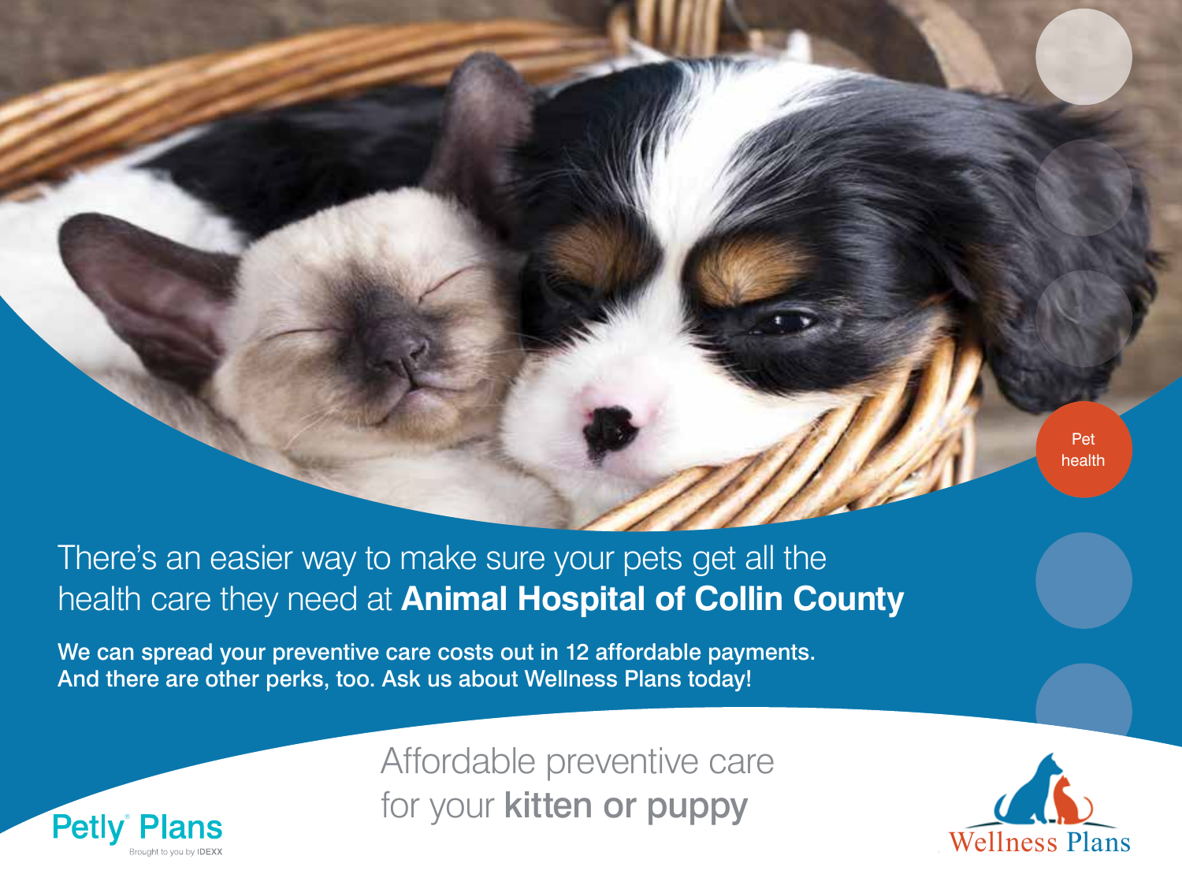Pet health

## There's an easier way to make sure your pets get all the health care they need at **Animal Hospital of Collin County**

**We can spread your preventive care costs out in 12 affordable payments. And there are other perks, too. Ask us about Wellness Plans today!**

Affordable preventive care for your **kitten or puppy**

Petly® Plans
Brought to you by IDEXX

Wellness Plans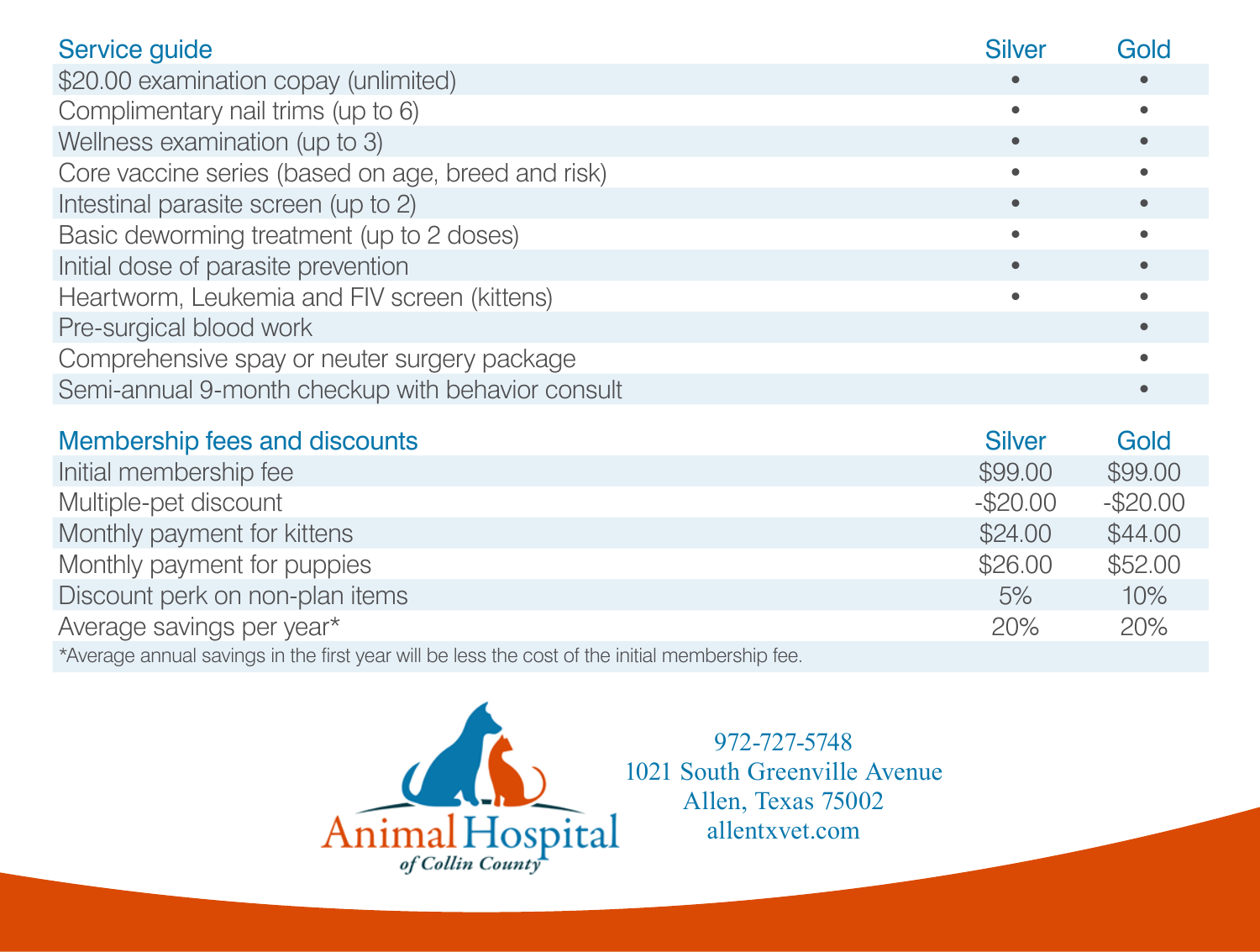| Service guide | Silver | Gold |
|---|---|---|
| $20.00 examination copay (unlimited) | • | • |
| Complimentary nail trims (up to 6) | • | • |
| Wellness examination (up to 3) | • | • |
| Core vaccine series (based on age, breed and risk) | • | • |
| Intestinal parasite screen (up to 2) | • | • |
| Basic deworming treatment (up to 2 doses) | • | • |
| Initial dose of parasite prevention | • | • |
| Heartworm, Leukemia and FIV screen (kittens) | • | • |
| Pre-surgical blood work | | • |
| Comprehensive spay or neuter surgery package | | • |
| Semi-annual 9-month checkup with behavior consult | | • |

| Membership fees and discounts | Silver | Gold |
|---|---|---|
| Initial membership fee | $99.00 | $99.00 |
| Multiple-pet discount | -$20.00 | -$20.00 |
| Monthly payment for kittens | $24.00 | $44.00 |
| Monthly payment for puppies | $26.00 | $52.00 |
| Discount perk on non-plan items | 5% | 10% |
| Average savings per year* | 20% | 20% |

*Average annual savings in the first year will be less the cost of the initial membership fee.

Animal Hospital
*of Collin County*

972-727-5748
1021 South Greenville Avenue
Allen, Texas 75002
allentxvet.com